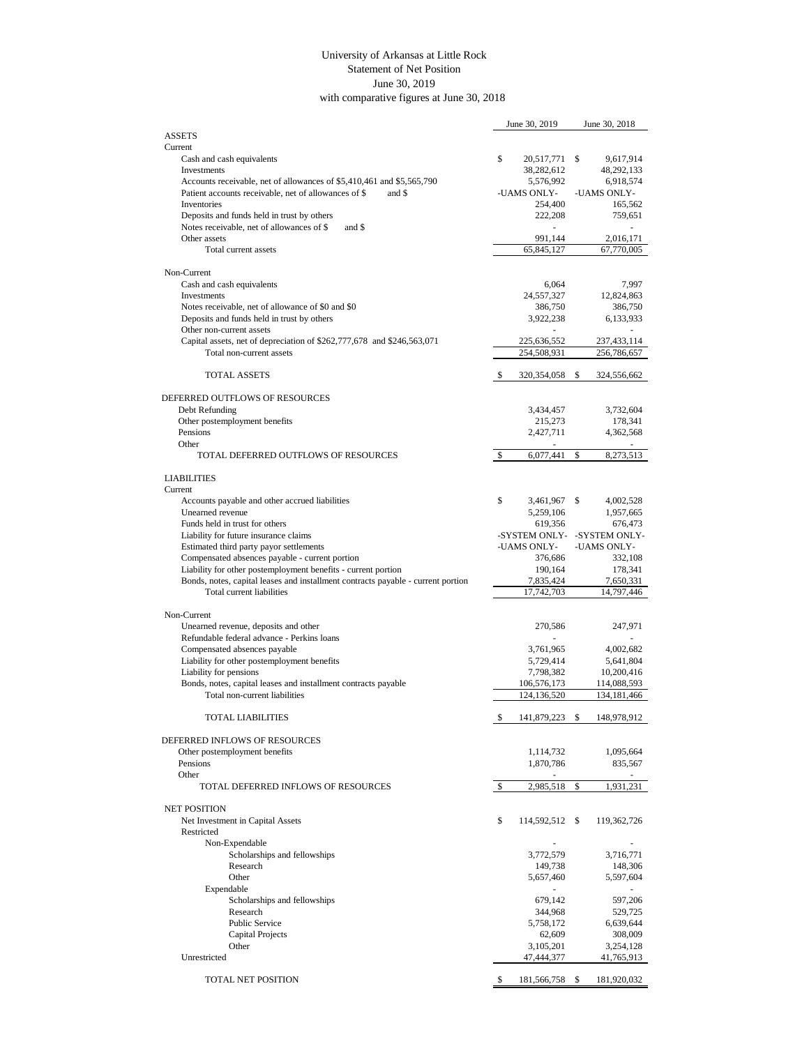# University of Arkansas at Little Rock
## Statement of Net Position
### June 30, 2019
### with comparative figures at June 30, 2018

| | June 30, 2019 | June 30, 2018 |
|---|---|---|
| **ASSETS** | | |
| Current | | |
| Cash and cash equivalents | $ 20,517,771 | $ 9,617,914 |
| Investments | 38,282,612 | 48,292,133 |
| Accounts receivable, net of allowances of $5,410,461 and $5,565,790 | 5,576,992 | 6,918,574 |
| Patient accounts receivable, net of allowances of $ and $ | -UAMS ONLY- | -UAMS ONLY- |
| Inventories | 254,400 | 165,562 |
| Deposits and funds held in trust by others | 222,208 | 759,651 |
| Notes receivable, net of allowances of $ and $ | - | - |
| Other assets | 991,144 | 2,016,171 |
| Total current assets | 65,845,127 | 67,770,005 |
| | | |
| Non-Current | | |
| Cash and cash equivalents | 6,064 | 7,997 |
| Investments | 24,557,327 | 12,824,863 |
| Notes receivable, net of allowance of $0 and $0 | 386,750 | 386,750 |
| Deposits and funds held in trust by others | 3,922,238 | 6,133,933 |
| Other non-current assets | - | - |
| Capital assets, net of depreciation of $262,777,678 and $246,563,071 | 225,636,552 | 237,433,114 |
| Total non-current assets | 254,508,931 | 256,786,657 |
| | | |
| TOTAL ASSETS | $ 320,354,058 | $ 324,556,662 |
| | | |
| **DEFERRED OUTFLOWS OF RESOURCES** | | |
| Debt Refunding | 3,434,457 | 3,732,604 |
| Other postemployment benefits | 215,273 | 178,341 |
| Pensions | 2,427,711 | 4,362,568 |
| Other | - | - |
| TOTAL DEFERRED OUTFLOWS OF RESOURCES | $ 6,077,441 | $ 8,273,513 |
| | | |
| **LIABILITIES** | | |
| Current | | |
| Accounts payable and other accrued liabilities | $ 3,461,967 | $ 4,002,528 |
| Unearned revenue | 5,259,106 | 1,957,665 |
| Funds held in trust for others | 619,356 | 676,473 |
| Liability for future insurance claims | -SYSTEM ONLY- | -SYSTEM ONLY- |
| Estimated third party payor settlements | -UAMS ONLY- | -UAMS ONLY- |
| Compensated absences payable - current portion | 376,686 | 332,108 |
| Liability for other postemployment benefits - current portion | 190,164 | 178,341 |
| Bonds, notes, capital leases and installment contracts payable - current portion | 7,835,424 | 7,650,331 |
| Total current liabilities | 17,742,703 | 14,797,446 |
| | | |
| Non-Current | | |
| Unearned revenue, deposits and other | 270,586 | 247,971 |
| Refundable federal advance - Perkins loans | - | - |
| Compensated absences payable | 3,761,965 | 4,002,682 |
| Liability for other postemployment benefits | 5,729,414 | 5,641,804 |
| Liability for pensions | 7,798,382 | 10,200,416 |
| Bonds, notes, capital leases and installment contracts payable | 106,576,173 | 114,088,593 |
| Total non-current liabilities | 124,136,520 | 134,181,466 |
| | | |
| TOTAL LIABILITIES | $ 141,879,223 | $ 148,978,912 |
| | | |
| **DEFERRED INFLOWS OF RESOURCES** | | |
| Other postemployment benefits | 1,114,732 | 1,095,664 |
| Pensions | 1,870,786 | 835,567 |
| Other | - | - |
| TOTAL DEFERRED INFLOWS OF RESOURCES | $ 2,985,518 | $ 1,931,231 |
| | | |
| **NET POSITION** | | |
| Net Investment in Capital Assets | $ 114,592,512 | $ 119,362,726 |
| Restricted | | |
| Non-Expendable | - | - |
| Scholarships and fellowships | 3,772,579 | 3,716,771 |
| Research | 149,738 | 148,306 |
| Other | 5,657,460 | 5,597,604 |
| Expendable | - | - |
| Scholarships and fellowships | 679,142 | 597,206 |
| Research | 344,968 | 529,725 |
| Public Service | 5,758,172 | 6,639,644 |
| Capital Projects | 62,609 | 308,009 |
| Other | 3,105,201 | 3,254,128 |
| Unrestricted | 47,444,377 | 41,765,913 |
| | | |
| TOTAL NET POSITION | $ 181,566,758 | $ 181,920,032 |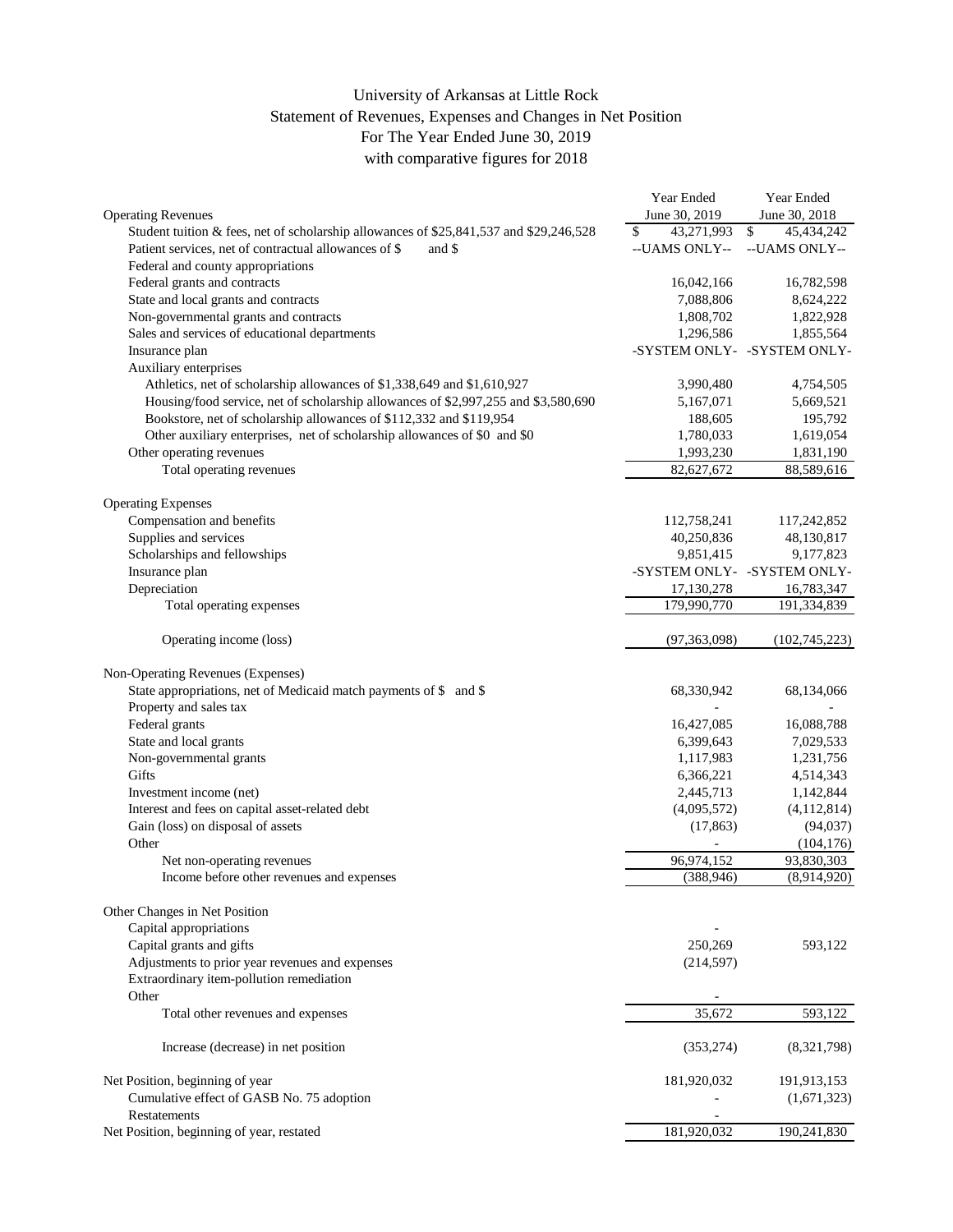# University of Arkansas at Little Rock
## Statement of Revenues, Expenses and Changes in Net Position
### For The Year Ended June 30, 2019
### with comparative figures for 2018

| | Year Ended June 30, 2019 | Year Ended June 30, 2018 |
|---|---|---|
| **Operating Revenues** | | |
| Student tuition & fees, net of scholarship allowances of $25,841,537 and $29,246,528 | $ 43,271,993 | $ 45,434,242 |
| Patient services, net of contractual allowances of $ and $ | --UAMS ONLY-- | --UAMS ONLY-- |
| Federal and county appropriations | | |
| Federal grants and contracts | 16,042,166 | 16,782,598 |
| State and local grants and contracts | 7,088,806 | 8,624,222 |
| Non-governmental grants and contracts | 1,808,702 | 1,822,928 |
| Sales and services of educational departments | 1,296,586 | 1,855,564 |
| Insurance plan | -SYSTEM ONLY- | -SYSTEM ONLY- |
| Auxiliary enterprises | | |
| Athletics, net of scholarship allowances of $1,338,649 and $1,610,927 | 3,990,480 | 4,754,505 |
| Housing/food service, net of scholarship allowances of $2,997,255 and $3,580,690 | 5,167,071 | 5,669,521 |
| Bookstore, net of scholarship allowances of $112,332 and $119,954 | 188,605 | 195,792 |
| Other auxiliary enterprises, net of scholarship allowances of $0 and $0 | 1,780,033 | 1,619,054 |
| Other operating revenues | 1,993,230 | 1,831,190 |
| Total operating revenues | 82,627,672 | 88,589,616 |
| **Operating Expenses** | | |
| Compensation and benefits | 112,758,241 | 117,242,852 |
| Supplies and services | 40,250,836 | 48,130,817 |
| Scholarships and fellowships | 9,851,415 | 9,177,823 |
| Insurance plan | -SYSTEM ONLY- | -SYSTEM ONLY- |
| Depreciation | 17,130,278 | 16,783,347 |
| Total operating expenses | 179,990,770 | 191,334,839 |
| Operating income (loss) | (97,363,098) | (102,745,223) |
| **Non-Operating Revenues (Expenses)** | | |
| State appropriations, net of Medicaid match payments of $ and $ | 68,330,942 | 68,134,066 |
| Property and sales tax | - | - |
| Federal grants | 16,427,085 | 16,088,788 |
| State and local grants | 6,399,643 | 7,029,533 |
| Non-governmental grants | 1,117,983 | 1,231,756 |
| Gifts | 6,366,221 | 4,514,343 |
| Investment income (net) | 2,445,713 | 1,142,844 |
| Interest and fees on capital asset-related debt | (4,095,572) | (4,112,814) |
| Gain (loss) on disposal of assets | (17,863) | (94,037) |
| Other | - | (104,176) |
| Net non-operating revenues | 96,974,152 | 93,830,303 |
| Income before other revenues and expenses | (388,946) | (8,914,920) |
| **Other Changes in Net Position** | | |
| Capital appropriations | - | |
| Capital grants and gifts | 250,269 | 593,122 |
| Adjustments to prior year revenues and expenses | (214,597) | |
| Extraordinary item-pollution remediation | | |
| Other | - | |
| Total other revenues and expenses | 35,672 | 593,122 |
| Increase (decrease) in net position | (353,274) | (8,321,798) |
| Net Position, beginning of year | 181,920,032 | 191,913,153 |
| Cumulative effect of GASB No. 75 adoption | - | (1,671,323) |
| Restatements | - | |
| Net Position, beginning of year, restated | 181,920,032 | 190,241,830 |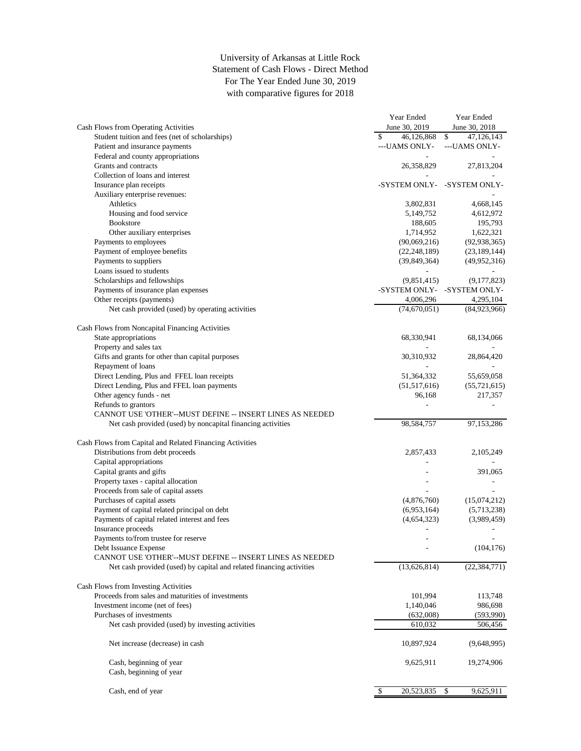# University of Arkansas at Little Rock
## Statement of Cash Flows - Direct Method
### For The Year Ended June 30, 2019
### with comparative figures for 2018

| | Year Ended June 30, 2019 | Year Ended June 30, 2018 |
|---|---|---|
| **Cash Flows from Operating Activities** | | |
| Student tuition and fees (net of scholarships) | $ 46,126,868 | $ 47,126,143 |
| Patient and insurance payments | ---UAMS ONLY- | ---UAMS ONLY- |
| Federal and county appropriations | - | - |
| Grants and contracts | 26,358,829 | 27,813,204 |
| Collection of loans and interest | - | - |
| Insurance plan receipts | -SYSTEM ONLY- | -SYSTEM ONLY- |
| Auxiliary enterprise revenues: | | - |
| Athletics | 3,802,831 | 4,668,145 |
| Housing and food service | 5,149,752 | 4,612,972 |
| Bookstore | 188,605 | 195,793 |
| Other auxiliary enterprises | 1,714,952 | 1,622,321 |
| Payments to employees | (90,069,216) | (92,938,365) |
| Payment of employee benefits | (22,248,189) | (23,189,144) |
| Payments to suppliers | (39,849,364) | (49,952,316) |
| Loans issued to students | - | - |
| Scholarships and fellowships | (9,851,415) | (9,177,823) |
| Payments of insurance plan expenses | -SYSTEM ONLY- | -SYSTEM ONLY- |
| Other receipts (payments) | 4,006,296 | 4,295,104 |
| Net cash provided (used) by operating activities | (74,670,051) | (84,923,966) |
| | | |
| **Cash Flows from Noncapital Financing Activities** | | |
| State appropriations | 68,330,941 | 68,134,066 |
| Property and sales tax | - | - |
| Gifts and grants for other than capital purposes | 30,310,932 | 28,864,420 |
| Repayment of loans | - | - |
| Direct Lending, Plus and FFEL loan receipts | 51,364,332 | 55,659,058 |
| Direct Lending, Plus and FFEL loan payments | (51,517,616) | (55,721,615) |
| Other agency funds - net | 96,168 | 217,357 |
| Refunds to grantors | - | - |
| CANNOT USE 'OTHER'--MUST DEFINE -- INSERT LINES AS NEEDED | | |
| Net cash provided (used) by noncapital financing activities | 98,584,757 | 97,153,286 |
| | | |
| **Cash Flows from Capital and Related Financing Activities** | | |
| Distributions from debt proceeds | 2,857,433 | 2,105,249 |
| Capital appropriations | - | - |
| Capital grants and gifts | - | 391,065 |
| Property taxes - capital allocation | - | - |
| Proceeds from sale of capital assets | - | - |
| Purchases of capital assets | (4,876,760) | (15,074,212) |
| Payment of capital related principal on debt | (6,953,164) | (5,713,238) |
| Payments of capital related interest and fees | (4,654,323) | (3,989,459) |
| Insurance proceeds | - | - |
| Payments to/from trustee for reserve | - | - |
| Debt Issuance Expense | - | (104,176) |
| CANNOT USE 'OTHER'--MUST DEFINE -- INSERT LINES AS NEEDED | | |
| Net cash provided (used) by capital and related financing activities | (13,626,814) | (22,384,771) |
| | | |
| **Cash Flows from Investing Activities** | | |
| Proceeds from sales and maturities of investments | 101,994 | 113,748 |
| Investment income (net of fees) | 1,140,046 | 986,698 |
| Purchases of investments | (632,008) | (593,990) |
| Net cash provided (used) by investing activities | 610,032 | 506,456 |
| | | |
| Net increase (decrease) in cash | 10,897,924 | (9,648,995) |
| | | |
| Cash, beginning of year | 9,625,911 | 19,274,906 |
| Cash, beginning of year | | |
| | | |
| Cash, end of year | $ 20,523,835 | $ 9,625,911 |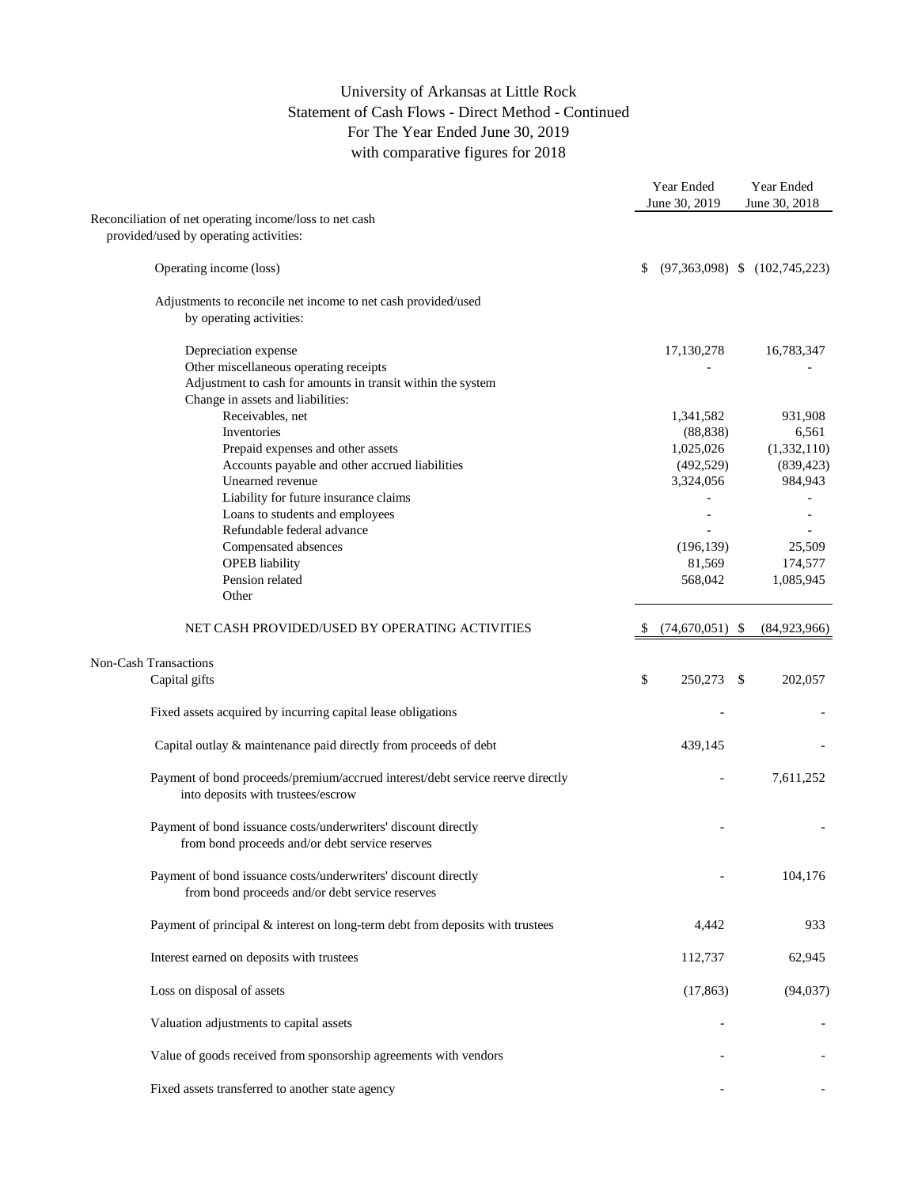# University of Arkansas at Little Rock
## Statement of Cash Flows - Direct Method - Continued
### For The Year Ended June 30, 2019
### with comparative figures for 2018

| | Year Ended June 30, 2019 | Year Ended June 30, 2018 |
|---|---|---|
| Reconciliation of net operating income/loss to net cash provided/used by operating activities: | | |
| Operating income (loss) | $ (97,363,098) | $ (102,745,223) |
| Adjustments to reconcile net income to net cash provided/used by operating activities: | | |
| Depreciation expense | 17,130,278 | 16,783,347 |
| Other miscellaneous operating receipts | - | - |
| Adjustment to cash for amounts in transit within the system | | |
| Change in assets and liabilities: | | |
| Receivables, net | 1,341,582 | 931,908 |
| Inventories | (88,838) | 6,561 |
| Prepaid expenses and other assets | 1,025,026 | (1,332,110) |
| Accounts payable and other accrued liabilities | (492,529) | (839,423) |
| Unearned revenue | 3,324,056 | 984,943 |
| Liability for future insurance claims | - | - |
| Loans to students and employees | - | - |
| Refundable federal advance | - | - |
| Compensated absences | (196,139) | 25,509 |
| OPEB liability | 81,569 | 174,577 |
| Pension related | 568,042 | 1,085,945 |
| Other | | |
| NET CASH PROVIDED/USED BY OPERATING ACTIVITIES | $ (74,670,051) | $ (84,923,966) |
| Non-Cash Transactions | | |
| Capital gifts | $ 250,273 | $ 202,057 |
| Fixed assets acquired by incurring capital lease obligations | - | - |
| Capital outlay & maintenance paid directly from proceeds of debt | 439,145 | - |
| Payment of bond proceeds/premium/accrued interest/debt service reerve directly into deposits with trustees/escrow | - | 7,611,252 |
| Payment of bond issuance costs/underwriters' discount directly from bond proceeds and/or debt service reserves | - | - |
| Payment of bond issuance costs/underwriters' discount directly from bond proceeds and/or debt service reserves | - | 104,176 |
| Payment of principal & interest on long-term debt from deposits with trustees | 4,442 | 933 |
| Interest earned on deposits with trustees | 112,737 | 62,945 |
| Loss on disposal of assets | (17,863) | (94,037) |
| Valuation adjustments to capital assets | - | - |
| Value of goods received from sponsorship agreements with vendors | - | - |
| Fixed assets transferred to another state agency | - | - |